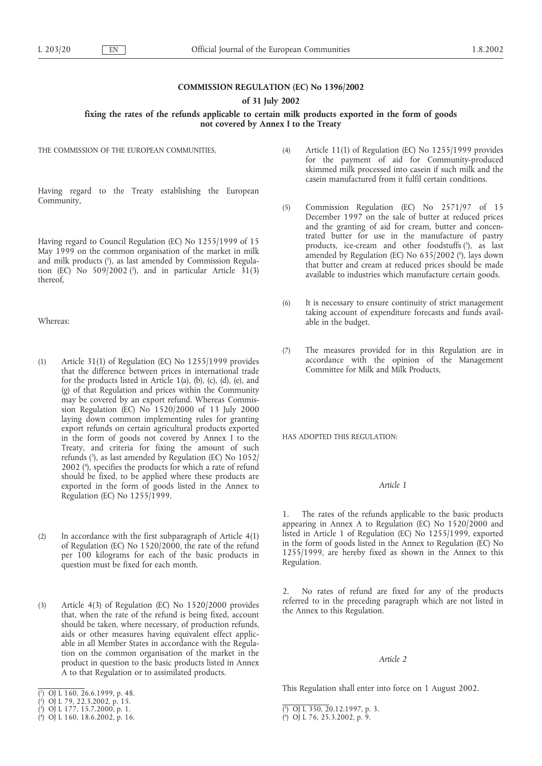**COMMISSION REGULATION (EC) No 1396/2002**

**of 31 July 2002**

**fixing the rates of the refunds applicable to certain milk products exported in the form of goods not covered by Annex I to the Treaty**

THE COMMISSION OF THE EUROPEAN COMMUNITIES,

Having regard to the Treaty establishing the European Community,

Having regard to Council Regulation (EC) No 1255/1999 of 15 May 1999 on the common organisation of the market in milk and milk products [1], as last amended by Commission Regulation (EC) No 509/2002 [2], and in particular Article 31(3) thereof,

Whereas:

(1) Article 31(1) of Regulation (EC) No 1255/1999 provides that the difference between prices in international trade for the products listed in Article 1(a), (b), (c), (d), (e), and (g) of that Regulation and prices within the Community may be covered by an export refund. Whereas Commission Regulation (EC) No 1520/2000 of 13 July 2000 laying down common implementing rules for granting export refunds on certain agricultural products exported in the form of goods not covered by Annex I to the Treaty, and criteria for fixing the amount of such refunds [3], as last amended by Regulation (EC) No 1052/2002 [4], specifies the products for which a rate of refund should be fixed, to be applied where these products are exported in the form of goods listed in the Annex to Regulation (EC) No 1255/1999.

(2) In accordance with the first subparagraph of Article 4(1) of Regulation (EC) No 1520/2000, the rate of the refund per 100 kilograms for each of the basic products in question must be fixed for each month.

(3) Article 4(3) of Regulation (EC) No 1520/2000 provides that, when the rate of the refund is being fixed, account should be taken, where necessary, of production refunds, aids or other measures having equivalent effect applicable in all Member States in accordance with the Regulation on the common organisation of the market in the product in question to the basic products listed in Annex A to that Regulation or to assimilated products.

(4) Article 11(1) of Regulation (EC) No 1255/1999 provides for the payment of aid for Community-produced skimmed milk processed into casein if such milk and the casein manufactured from it fulfil certain conditions.

(5) Commission Regulation (EC) No 2571/97 of 15 December 1997 on the sale of butter at reduced prices and the granting of aid for cream, butter and concentrated butter for use in the manufacture of pastry products, ice-cream and other foodstuffs [5], as last amended by Regulation (EC) No 635/2002 [6], lays down that butter and cream at reduced prices should be made available to industries which manufacture certain goods.

(6) It is necessary to ensure continuity of strict management taking account of expenditure forecasts and funds available in the budget.

(7) The measures provided for in this Regulation are in accordance with the opinion of the Management Committee for Milk and Milk Products,

HAS ADOPTED THIS REGULATION:

*Article 1*

1. The rates of the refunds applicable to the basic products appearing in Annex A to Regulation (EC) No 1520/2000 and listed in Article 1 of Regulation (EC) No 1255/1999, exported in the form of goods listed in the Annex to Regulation (EC) No 1255/1999, are hereby fixed as shown in the Annex to this Regulation.

2. No rates of refund are fixed for any of the products referred to in the preceding paragraph which are not listed in the Annex to this Regulation.

*Article 2*

This Regulation shall enter into force on 1 August 2002.

---

[1] OJ L 160, 26.6.1999, p. 48.
[2] OJ L 79, 22.3.2002, p. 15.
[3] OJ L 177, 15.7.2000, p. 1.
[4] OJ L 160, 18.6.2002, p. 16.
[5] OJ L 350, 20.12.1997, p. 3.
[6] OJ L 76, 25.3.2002, p. 9.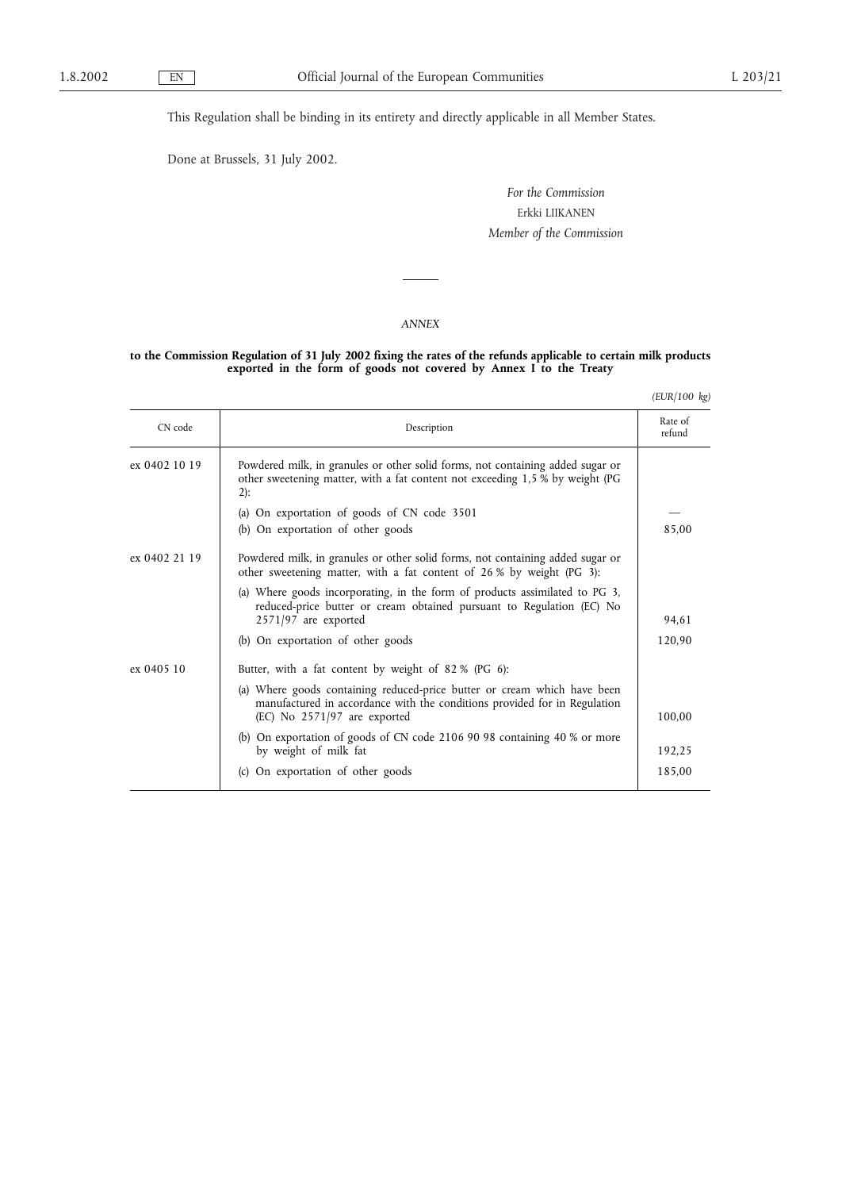This Regulation shall be binding in its entirety and directly applicable in all Member States.

Done at Brussels, 31 July 2002.

*For the Commission*

Erkki LIIKANEN

*Member of the Commission*

---

*ANNEX*

**to the Commission Regulation of 31 July 2002 fixing the rates of the refunds applicable to certain milk products exported in the form of goods not covered by Annex I to the Treaty**

*(EUR/100 kg)*

| CN code | Description | Rate of refund |
|---|---|---|
| ex 0402 10 19 | Powdered milk, in granules or other solid forms, not containing added sugar or other sweetening matter, with a fat content not exceeding 1,5 % by weight (PG 2): | |
| | (a) On exportation of goods of CN code 3501 | — |
| | (b) On exportation of other goods | 85,00 |
| ex 0402 21 19 | Powdered milk, in granules or other solid forms, not containing added sugar or other sweetening matter, with a fat content of 26 % by weight (PG 3): | |
| | (a) Where goods incorporating, in the form of products assimilated to PG 3, reduced-price butter or cream obtained pursuant to Regulation (EC) No 2571/97 are exported | 94,61 |
| | (b) On exportation of other goods | 120,90 |
| ex 0405 10 | Butter, with a fat content by weight of 82 % (PG 6): | |
| | (a) Where goods containing reduced-price butter or cream which have been manufactured in accordance with the conditions provided for in Regulation (EC) No 2571/97 are exported | 100,00 |
| | (b) On exportation of goods of CN code 2106 90 98 containing 40 % or more by weight of milk fat | 192,25 |
| | (c) On exportation of other goods | 185,00 |